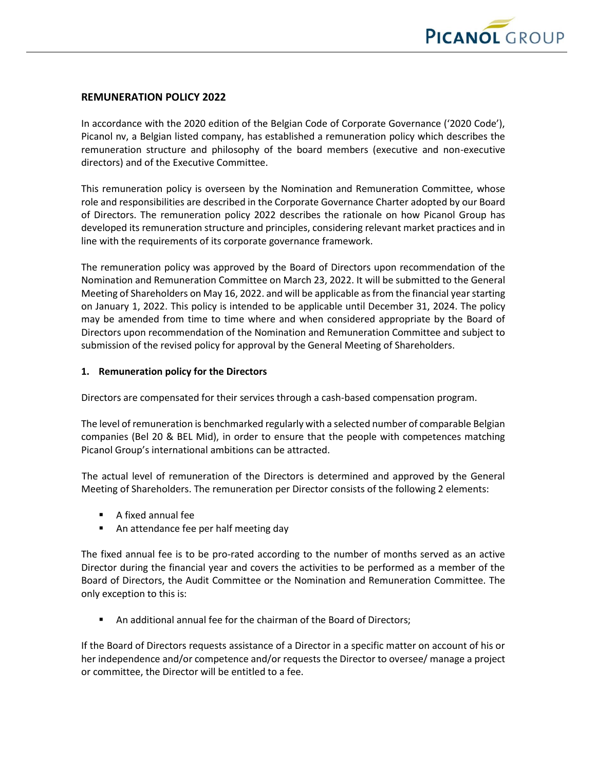## REMUNERATION POLICY 2022

In accordance with the 2020 edition of the Belgian Code of Corporate Governance ('2020 Code'), Picanol nv, a Belgian listed company, has established a remuneration policy which describes the remuneration structure and philosophy of the board members (executive and non-executive directors) and of the Executive Committee.

This remuneration policy is overseen by the Nomination and Remuneration Committee, whose role and responsibilities are described in the Corporate Governance Charter adopted by our Board of Directors. The remuneration policy 2022 describes the rationale on how Picanol Group has developed its remuneration structure and principles, considering relevant market practices and in line with the requirements of its corporate governance framework.

The remuneration policy was approved by the Board of Directors upon recommendation of the Nomination and Remuneration Committee on March 23, 2022. It will be submitted to the General Meeting of Shareholders on May 16, 2022. and will be applicable as from the financial year starting on January 1, 2022. This policy is intended to be applicable until December 31, 2024. The policy may be amended from time to time where and when considered appropriate by the Board of Directors upon recommendation of the Nomination and Remuneration Committee and subject to submission of the revised policy for approval by the General Meeting of Shareholders.

### 1. Remuneration policy for the Directors

Directors are compensated for their services through a cash-based compensation program.

The level of remuneration is benchmarked regularly with a selected number of comparable Belgian companies (Bel 20 & BEL Mid), in order to ensure that the people with competences matching Picanol Group's international ambitions can be attracted.

The actual level of remuneration of the Directors is determined and approved by the General Meeting of Shareholders. The remuneration per Director consists of the following 2 elements:

- A fixed annual fee
- An attendance fee per half meeting day

The fixed annual fee is to be pro-rated according to the number of months served as an active Director during the financial year and covers the activities to be performed as a member of the Board of Directors, the Audit Committee or the Nomination and Remuneration Committee. The only exception to this is:

- An additional annual fee for the chairman of the Board of Directors;

If the Board of Directors requests assistance of a Director in a specific matter on account of his or her independence and/or competence and/or requests the Director to oversee/ manage a project or committee, the Director will be entitled to a fee.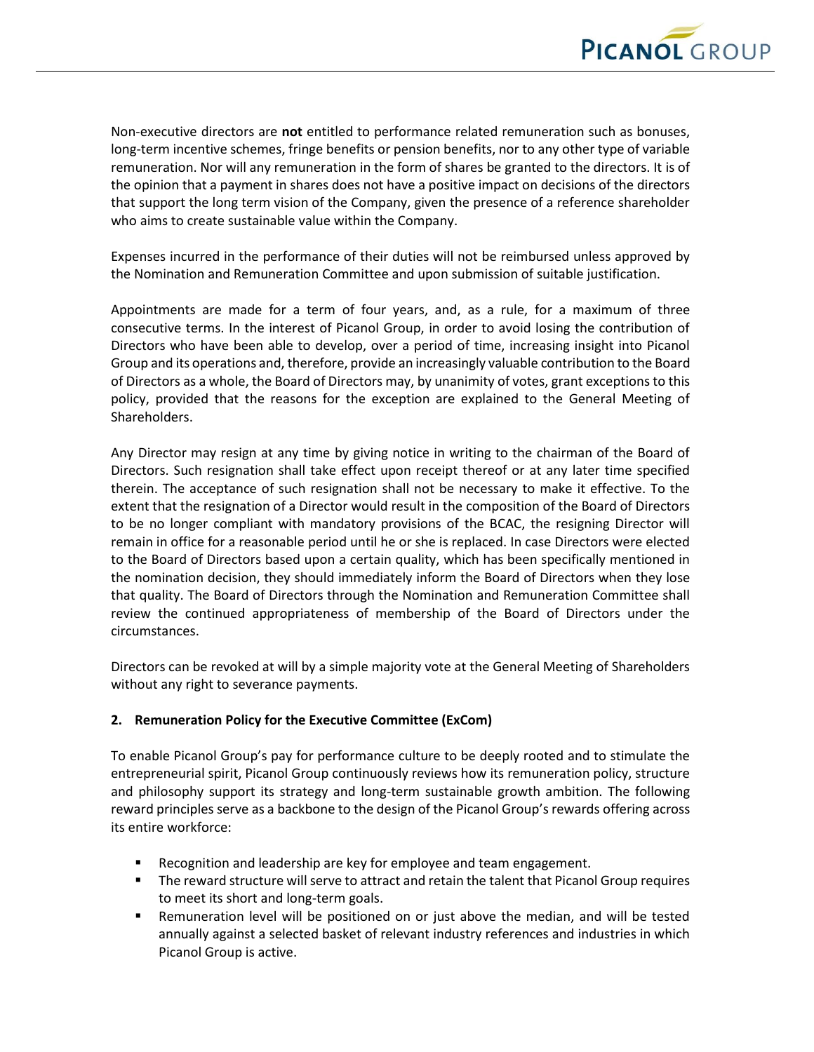Non-executive directors are **not** entitled to performance related remuneration such as bonuses, long-term incentive schemes, fringe benefits or pension benefits, nor to any other type of variable remuneration. Nor will any remuneration in the form of shares be granted to the directors. It is of the opinion that a payment in shares does not have a positive impact on decisions of the directors that support the long term vision of the Company, given the presence of a reference shareholder who aims to create sustainable value within the Company.

Expenses incurred in the performance of their duties will not be reimbursed unless approved by the Nomination and Remuneration Committee and upon submission of suitable justification.

Appointments are made for a term of four years, and, as a rule, for a maximum of three consecutive terms. In the interest of Picanol Group, in order to avoid losing the contribution of Directors who have been able to develop, over a period of time, increasing insight into Picanol Group and its operations and, therefore, provide an increasingly valuable contribution to the Board of Directors as a whole, the Board of Directors may, by unanimity of votes, grant exceptions to this policy, provided that the reasons for the exception are explained to the General Meeting of Shareholders.

Any Director may resign at any time by giving notice in writing to the chairman of the Board of Directors. Such resignation shall take effect upon receipt thereof or at any later time specified therein. The acceptance of such resignation shall not be necessary to make it effective. To the extent that the resignation of a Director would result in the composition of the Board of Directors to be no longer compliant with mandatory provisions of the BCAC, the resigning Director will remain in office for a reasonable period until he or she is replaced. In case Directors were elected to the Board of Directors based upon a certain quality, which has been specifically mentioned in the nomination decision, they should immediately inform the Board of Directors when they lose that quality. The Board of Directors through the Nomination and Remuneration Committee shall review the continued appropriateness of membership of the Board of Directors under the circumstances.

Directors can be revoked at will by a simple majority vote at the General Meeting of Shareholders without any right to severance payments.

## 2. Remuneration Policy for the Executive Committee (ExCom)

To enable Picanol Group's pay for performance culture to be deeply rooted and to stimulate the entrepreneurial spirit, Picanol Group continuously reviews how its remuneration policy, structure and philosophy support its strategy and long-term sustainable growth ambition. The following reward principles serve as a backbone to the design of the Picanol Group's rewards offering across its entire workforce:

- Recognition and leadership are key for employee and team engagement.
- The reward structure will serve to attract and retain the talent that Picanol Group requires to meet its short and long-term goals.
- Remuneration level will be positioned on or just above the median, and will be tested annually against a selected basket of relevant industry references and industries in which Picanol Group is active.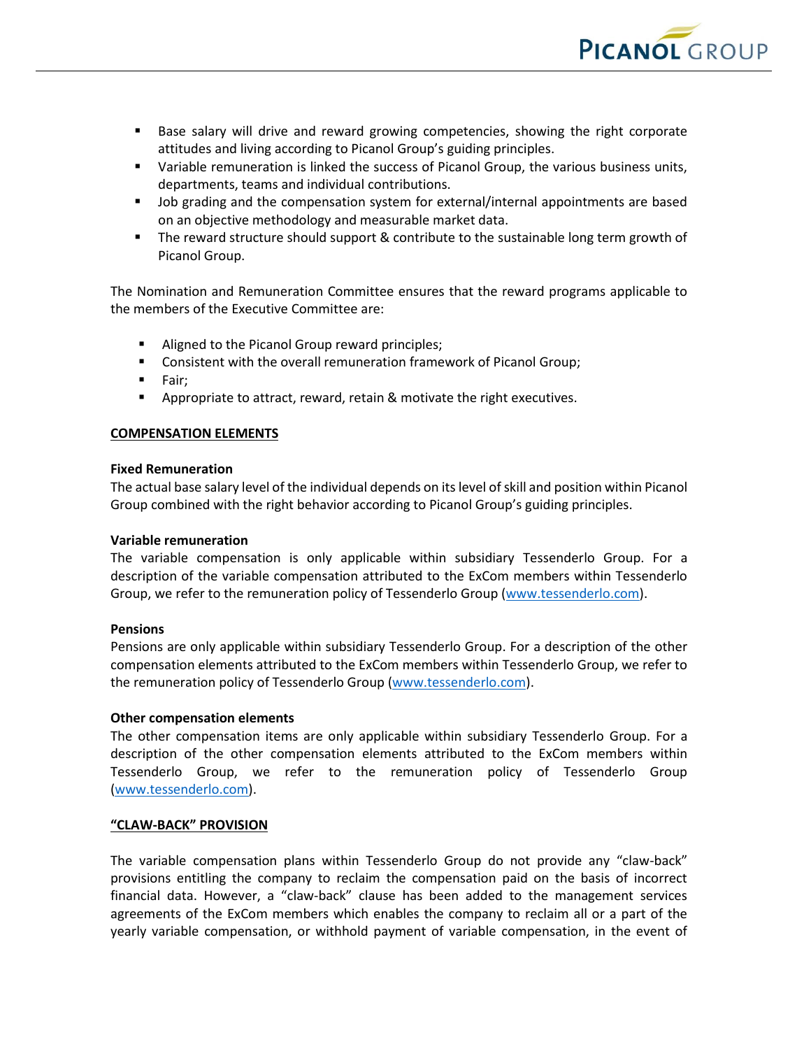- Base salary will drive and reward growing competencies, showing the right corporate attitudes and living according to Picanol Group's guiding principles.
- Variable remuneration is linked the success of Picanol Group, the various business units, departments, teams and individual contributions.
- Job grading and the compensation system for external/internal appointments are based on an objective methodology and measurable market data.
- The reward structure should support & contribute to the sustainable long term growth of Picanol Group.

The Nomination and Remuneration Committee ensures that the reward programs applicable to the members of the Executive Committee are:

- Aligned to the Picanol Group reward principles;
- Consistent with the overall remuneration framework of Picanol Group;
- Fair;
- Appropriate to attract, reward, retain & motivate the right executives.

## COMPENSATION ELEMENTS

**Fixed Remuneration**

The actual base salary level of the individual depends on its level of skill and position within Picanol Group combined with the right behavior according to Picanol Group's guiding principles.

**Variable remuneration**

The variable compensation is only applicable within subsidiary Tessenderlo Group. For a description of the variable compensation attributed to the ExCom members within Tessenderlo Group, we refer to the remuneration policy of Tessenderlo Group (www.tessenderlo.com).

**Pensions**

Pensions are only applicable within subsidiary Tessenderlo Group. For a description of the other compensation elements attributed to the ExCom members within Tessenderlo Group, we refer to the remuneration policy of Tessenderlo Group (www.tessenderlo.com).

**Other compensation elements**

The other compensation items are only applicable within subsidiary Tessenderlo Group. For a description of the other compensation elements attributed to the ExCom members within Tessenderlo Group, we refer to the remuneration policy of Tessenderlo Group (www.tessenderlo.com).

## "CLAW-BACK" PROVISION

The variable compensation plans within Tessenderlo Group do not provide any "claw-back" provisions entitling the company to reclaim the compensation paid on the basis of incorrect financial data. However, a "claw-back" clause has been added to the management services agreements of the ExCom members which enables the company to reclaim all or a part of the yearly variable compensation, or withhold payment of variable compensation, in the event of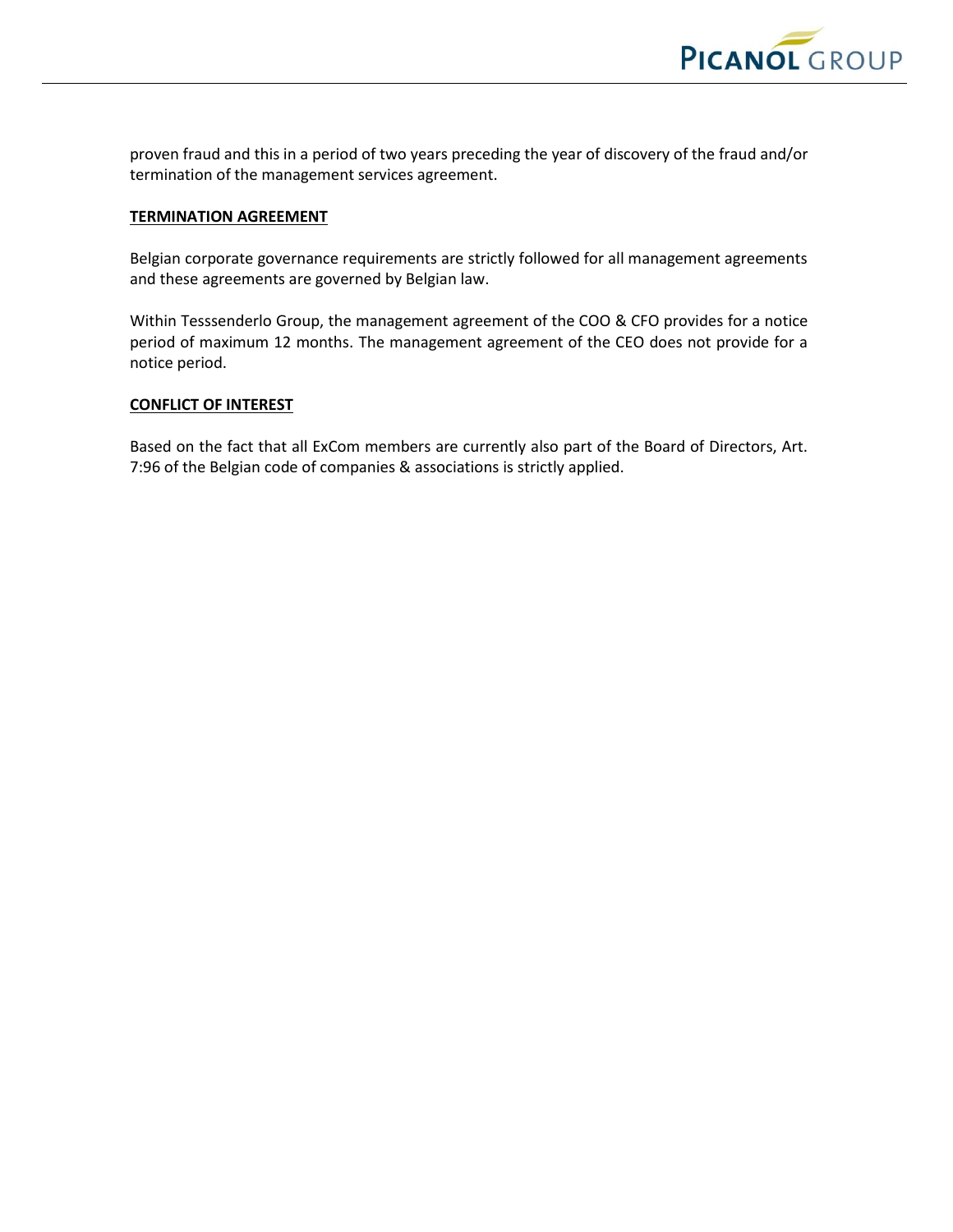proven fraud and this in a period of two years preceding the year of discovery of the fraud and/or termination of the management services agreement.

**TERMINATION AGREEMENT**

Belgian corporate governance requirements are strictly followed for all management agreements and these agreements are governed by Belgian law.

Within Tesssenderlo Group, the management agreement of the COO & CFO provides for a notice period of maximum 12 months. The management agreement of the CEO does not provide for a notice period.

**CONFLICT OF INTEREST**

Based on the fact that all ExCom members are currently also part of the Board of Directors, Art. 7:96 of the Belgian code of companies & associations is strictly applied.